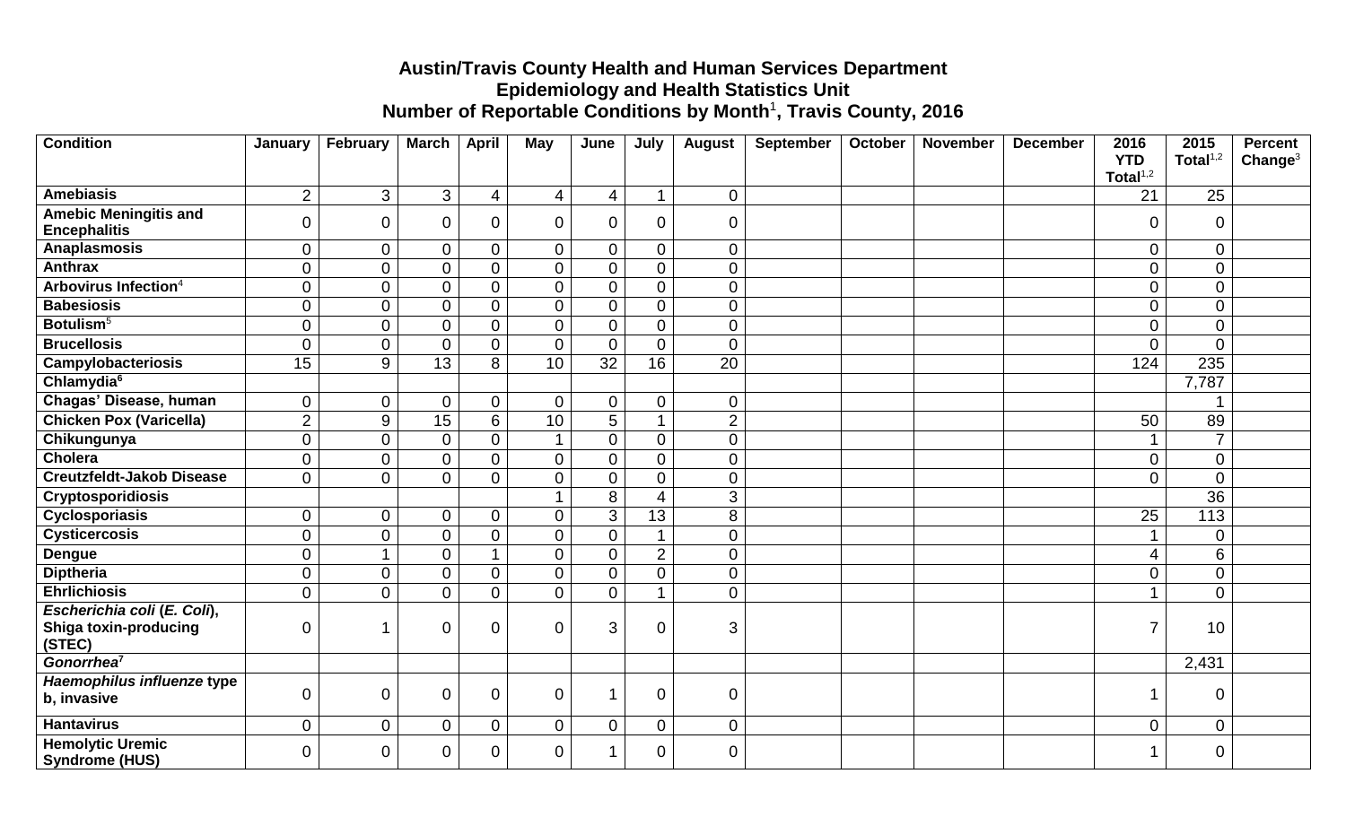# Austin/Travis County Health and Human Services Department
## Epidemiology and Health Statistics Unit
## Number of Reportable Conditions by Month[1], Travis County, 2016

| Condition | January | February | March | April | May | June | July | August | September | October | November | December | 2016 YTD Total[1,2] | 2015 Total[1,2] | Percent Change[3] |
|---|---|---|---|---|---|---|---|---|---|---|---|---|---|---|---|
| **Amebiasis** | 2 | 3 | 3 | 4 | 4 | 4 | 1 | 0 | | | | | 21 | 25 | |
| **Amebic Meningitis and Encephalitis** | 0 | 0 | 0 | 0 | 0 | 0 | 0 | 0 | | | | | 0 | 0 | |
| **Anaplasmosis** | 0 | 0 | 0 | 0 | 0 | 0 | 0 | 0 | | | | | 0 | 0 | |
| **Anthrax** | 0 | 0 | 0 | 0 | 0 | 0 | 0 | 0 | | | | | 0 | 0 | |
| **Arbovirus Infection**[4] | 0 | 0 | 0 | 0 | 0 | 0 | 0 | 0 | | | | | 0 | 0 | |
| **Babesiosis** | 0 | 0 | 0 | 0 | 0 | 0 | 0 | 0 | | | | | 0 | 0 | |
| **Botulism**[5] | 0 | 0 | 0 | 0 | 0 | 0 | 0 | 0 | | | | | 0 | 0 | |
| **Brucellosis** | 0 | 0 | 0 | 0 | 0 | 0 | 0 | 0 | | | | | 0 | 0 | |
| **Campylobacteriosis** | 15 | 9 | 13 | 8 | 10 | 32 | 16 | 20 | | | | | 124 | 235 | |
| **Chlamydia**[6] | | | | | | | | | | | | | | 7,787 | |
| **Chagas' Disease, human** | 0 | 0 | 0 | 0 | 0 | 0 | 0 | 0 | | | | | | 1 | |
| **Chicken Pox (Varicella)** | 2 | 9 | 15 | 6 | 10 | 5 | 1 | 2 | | | | | 50 | 89 | |
| **Chikungunya** | 0 | 0 | 0 | 0 | 1 | 0 | 0 | 0 | | | | | 1 | 7 | |
| **Cholera** | 0 | 0 | 0 | 0 | 0 | 0 | 0 | 0 | | | | | 0 | 0 | |
| **Creutzfeldt-Jakob Disease** | 0 | 0 | 0 | 0 | 0 | 0 | 0 | 0 | | | | | 0 | 0 | |
| **Cryptosporidiosis** | | | | | 1 | 8 | 4 | 3 | | | | | | 36 | |
| **Cyclosporiasis** | 0 | 0 | 0 | 0 | 0 | 3 | 13 | 8 | | | | | 25 | 113 | |
| **Cysticercosis** | 0 | 0 | 0 | 0 | 0 | 0 | 1 | 0 | | | | | 1 | 0 | |
| **Dengue** | 0 | 1 | 0 | 1 | 0 | 0 | 2 | 0 | | | | | 4 | 6 | |
| **Diptheria** | 0 | 0 | 0 | 0 | 0 | 0 | 0 | 0 | | | | | 0 | 0 | |
| **Ehrlichiosis** | 0 | 0 | 0 | 0 | 0 | 0 | 1 | 0 | | | | | 1 | 0 | |
| ***Escherichia coli* (*E. Coli*), Shiga toxin-producing (STEC)** | 0 | 1 | 0 | 0 | 0 | 3 | 0 | 3 | | | | | 7 | 10 | |
| ***Gonorrhea***[7] | | | | | | | | | | | | | | 2,431 | |
| ***Haemophilus influenze* type b, invasive** | 0 | 0 | 0 | 0 | 0 | 1 | 0 | 0 | | | | | 1 | 0 | |
| **Hantavirus** | 0 | 0 | 0 | 0 | 0 | 0 | 0 | 0 | | | | | 0 | 0 | |
| **Hemolytic Uremic Syndrome (HUS)** | 0 | 0 | 0 | 0 | 0 | 1 | 0 | 0 | | | | | 1 | 0 | |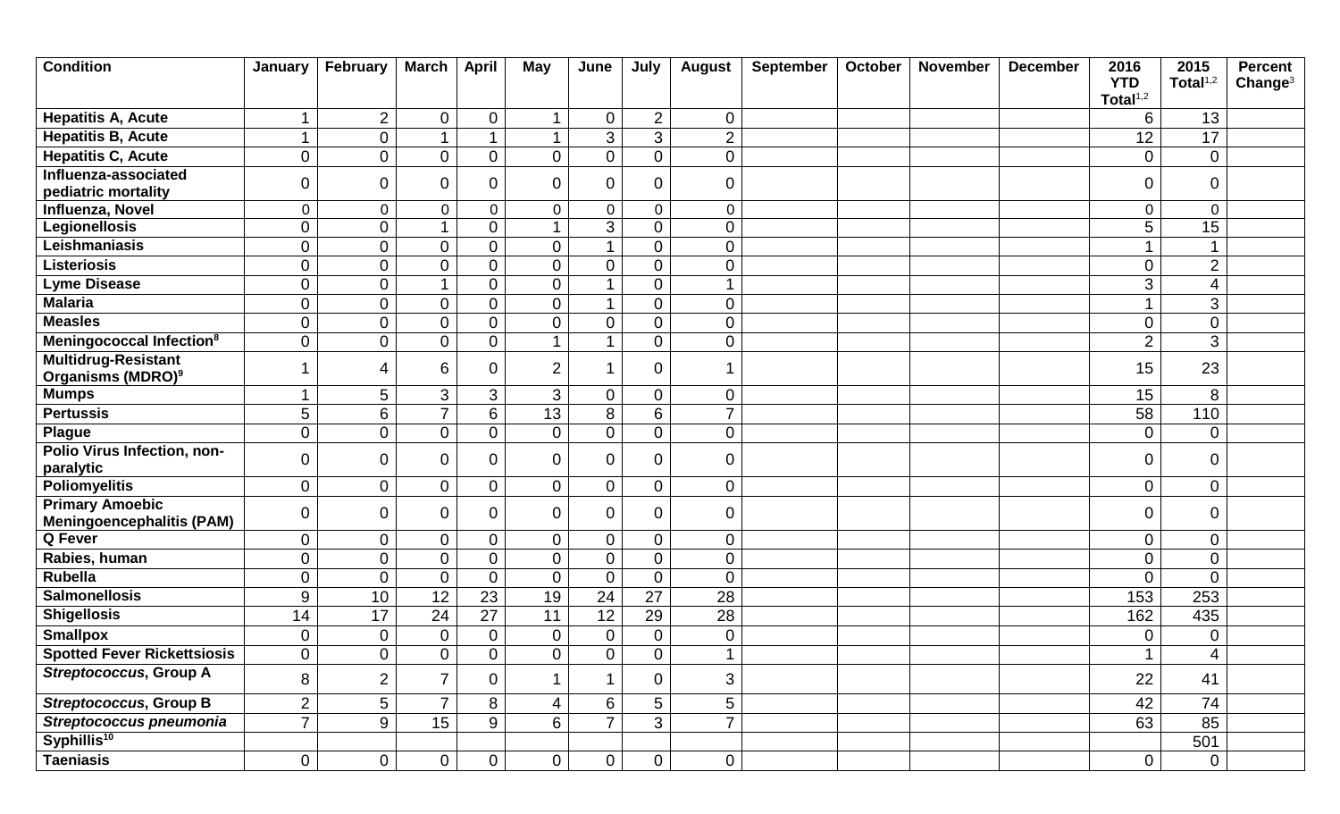| Condition | January | February | March | April | May | June | July | August | September | October | November | December | 2016 YTD Total[1,2] | 2015 Total[1,2] | Percent Change[3] |
|---|---|---|---|---|---|---|---|---|---|---|---|---|---|---|---|
| **Hepatitis A, Acute** | 1 | 2 | 0 | 0 | 1 | 0 | 2 | 0 | | | | | 6 | 13 | |
| **Hepatitis B, Acute** | 1 | 0 | 1 | 1 | 1 | 3 | 3 | 2 | | | | | 12 | 17 | |
| **Hepatitis C, Acute** | 0 | 0 | 0 | 0 | 0 | 0 | 0 | 0 | | | | | 0 | 0 | |
| **Influenza-associated pediatric mortality** | 0 | 0 | 0 | 0 | 0 | 0 | 0 | 0 | | | | | 0 | 0 | |
| **Influenza, Novel** | 0 | 0 | 0 | 0 | 0 | 0 | 0 | 0 | | | | | 0 | 0 | |
| **Legionellosis** | 0 | 0 | 1 | 0 | 1 | 3 | 0 | 0 | | | | | 5 | 15 | |
| **Leishmaniasis** | 0 | 0 | 0 | 0 | 0 | 1 | 0 | 0 | | | | | 1 | 1 | |
| **Listeriosis** | 0 | 0 | 0 | 0 | 0 | 0 | 0 | 0 | | | | | 0 | 2 | |
| **Lyme Disease** | 0 | 0 | 1 | 0 | 0 | 1 | 0 | 1 | | | | | 3 | 4 | |
| **Malaria** | 0 | 0 | 0 | 0 | 0 | 1 | 0 | 0 | | | | | 1 | 3 | |
| **Measles** | 0 | 0 | 0 | 0 | 0 | 0 | 0 | 0 | | | | | 0 | 0 | |
| **Meningococcal Infection[8]** | 0 | 0 | 0 | 0 | 1 | 1 | 0 | 0 | | | | | 2 | 3 | |
| **Multidrug-Resistant Organisms (MDRO)[9]** | 1 | 4 | 6 | 0 | 2 | 1 | 0 | 1 | | | | | 15 | 23 | |
| **Mumps** | 1 | 5 | 3 | 3 | 3 | 0 | 0 | 0 | | | | | 15 | 8 | |
| **Pertussis** | 5 | 6 | 7 | 6 | 13 | 8 | 6 | 7 | | | | | 58 | 110 | |
| **Plague** | 0 | 0 | 0 | 0 | 0 | 0 | 0 | 0 | | | | | 0 | 0 | |
| **Polio Virus Infection, non-paralytic** | 0 | 0 | 0 | 0 | 0 | 0 | 0 | 0 | | | | | 0 | 0 | |
| **Poliomyelitis** | 0 | 0 | 0 | 0 | 0 | 0 | 0 | 0 | | | | | 0 | 0 | |
| **Primary Amoebic Meningoencephalitis (PAM)** | 0 | 0 | 0 | 0 | 0 | 0 | 0 | 0 | | | | | 0 | 0 | |
| **Q Fever** | 0 | 0 | 0 | 0 | 0 | 0 | 0 | 0 | | | | | 0 | 0 | |
| **Rabies, human** | 0 | 0 | 0 | 0 | 0 | 0 | 0 | 0 | | | | | 0 | 0 | |
| **Rubella** | 0 | 0 | 0 | 0 | 0 | 0 | 0 | 0 | | | | | 0 | 0 | |
| **Salmonellosis** | 9 | 10 | 12 | 23 | 19 | 24 | 27 | 28 | | | | | 153 | 253 | |
| **Shigellosis** | 14 | 17 | 24 | 27 | 11 | 12 | 29 | 28 | | | | | 162 | 435 | |
| **Smallpox** | 0 | 0 | 0 | 0 | 0 | 0 | 0 | 0 | | | | | 0 | 0 | |
| **Spotted Fever Rickettsiosis** | 0 | 0 | 0 | 0 | 0 | 0 | 0 | 1 | | | | | 1 | 4 | |
| ***Streptococcus*, Group A** | 8 | 2 | 7 | 0 | 1 | 1 | 0 | 3 | | | | | 22 | 41 | |
| ***Streptococcus*, Group B** | 2 | 5 | 7 | 8 | 4 | 6 | 5 | 5 | | | | | 42 | 74 | |
| ***Streptococcus pneumonia*** | 7 | 9 | 15 | 9 | 6 | 7 | 3 | 7 | | | | | 63 | 85 | |
| **Syphillis[10]** | | | | | | | | | | | | | | 501 | |
| **Taeniasis** | 0 | 0 | 0 | 0 | 0 | 0 | 0 | 0 | | | | | 0 | 0 | |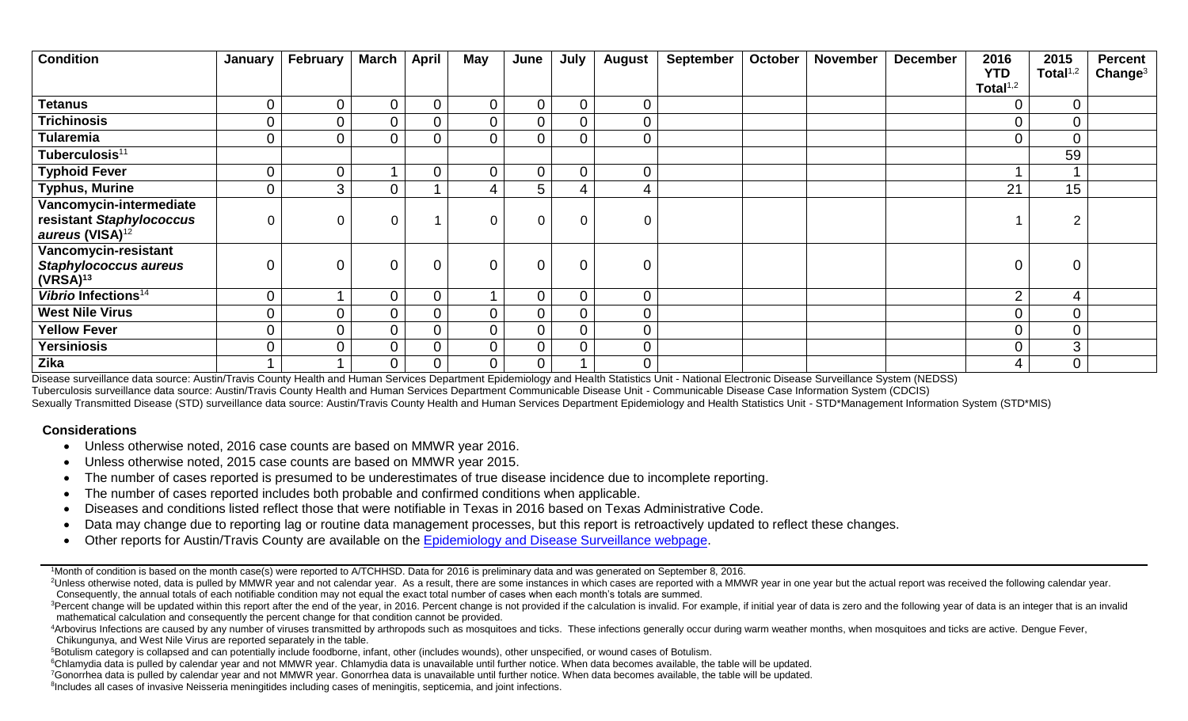| Condition | January | February | March | April | May | June | July | August | September | October | November | December | 2016 YTD Total[1,2] | 2015 Total[1,2] | Percent Change[3] |
|---|---|---|---|---|---|---|---|---|---|---|---|---|---|---|---|
| **Tetanus** | 0 | 0 | 0 | 0 | 0 | 0 | 0 | 0 | | | | | 0 | 0 | |
| **Trichinosis** | 0 | 0 | 0 | 0 | 0 | 0 | 0 | 0 | | | | | 0 | 0 | |
| **Tularemia** | 0 | 0 | 0 | 0 | 0 | 0 | 0 | 0 | | | | | 0 | 0 | |
| **Tuberculosis**[11] | | | | | | | | | | | | | | 59 | |
| **Typhoid Fever** | 0 | 0 | 1 | 0 | 0 | 0 | 0 | 0 | | | | | 1 | 1 | |
| **Typhus, Murine** | 0 | 3 | 0 | 1 | 4 | 5 | 4 | 4 | | | | | 21 | 15 | |
| **Vancomycin-intermediate resistant *Staphylococcus aureus* (VISA)**[12] | 0 | 0 | 0 | 1 | 0 | 0 | 0 | 0 | | | | | 1 | 2 | |
| **Vancomycin-resistant *Staphylococcus aureus* (VRSA)**[13] | 0 | 0 | 0 | 0 | 0 | 0 | 0 | 0 | | | | | 0 | 0 | |
| ***Vibrio* Infections**[14] | 0 | 1 | 0 | 0 | 1 | 0 | 0 | 0 | | | | | 2 | 4 | |
| **West Nile Virus** | 0 | 0 | 0 | 0 | 0 | 0 | 0 | 0 | | | | | 0 | 0 | |
| **Yellow Fever** | 0 | 0 | 0 | 0 | 0 | 0 | 0 | 0 | | | | | 0 | 0 | |
| **Yersiniosis** | 0 | 0 | 0 | 0 | 0 | 0 | 0 | 0 | | | | | 0 | 3 | |
| **Zika** | 1 | 1 | 0 | 0 | 0 | 0 | 1 | 0 | | | | | 4 | 0 | |

Disease surveillance data source: Austin/Travis County Health and Human Services Department Epidemiology and Health Statistics Unit - National Electronic Disease Surveillance System (NEDSS)

Tuberculosis surveillance data source: Austin/Travis County Health and Human Services Department Communicable Disease Unit - Communicable Disease Case Information System (CDCIS)

Sexually Transmitted Disease (STD) surveillance data source: Austin/Travis County Health and Human Services Department Epidemiology and Health Statistics Unit - STD*Management Information System (STD*MIS)

### Considerations

- Unless otherwise noted, 2016 case counts are based on MMWR year 2016.
- Unless otherwise noted, 2015 case counts are based on MMWR year 2015.
- The number of cases reported is presumed to be underestimates of true disease incidence due to incomplete reporting.
- The number of cases reported includes both probable and confirmed conditions when applicable.
- Diseases and conditions listed reflect those that were notifiable in Texas in 2016 based on Texas Administrative Code.
- Data may change due to reporting lag or routine data management processes, but this report is retroactively updated to reflect these changes.
- Other reports for Austin/Travis County are available on the [Epidemiology and Disease Surveillance webpage](#).

---

[1]Month of condition is based on the month case(s) were reported to A/TCHHSD. Data for 2016 is preliminary data and was generated on September 8, 2016.

[2]Unless otherwise noted, data is pulled by MMWR year and not calendar year. As a result, there are some instances in which cases are reported with a MMWR year in one year but the actual report was received the following calendar year. Consequently, the annual totals of each notifiable condition may not equal the exact total number of cases when each month's totals are summed.

[3]Percent change will be updated within this report after the end of the year, in 2016. Percent change is not provided if the calculation is invalid. For example, if initial year of data is zero and the following year of data is an integer that is an invalid mathematical calculation and consequently the percent change for that condition cannot be provided.

[4]Arbovirus Infections are caused by any number of viruses transmitted by arthropods such as mosquitoes and ticks. These infections generally occur during warm weather months, when mosquitoes and ticks are active. Dengue Fever, Chikungunya, and West Nile Virus are reported separately in the table.

[5]Botulism category is collapsed and can potentially include foodborne, infant, other (includes wounds), other unspecified, or wound cases of Botulism.

[6]Chlamydia data is pulled by calendar year and not MMWR year. Chlamydia data is unavailable until further notice. When data becomes available, the table will be updated.

[7]Gonorrhea data is pulled by calendar year and not MMWR year. Gonorrhea data is unavailable until further notice. When data becomes available, the table will be updated.

[8]Includes all cases of invasive Neisseria meningitides including cases of meningitis, septicemia, and joint infections.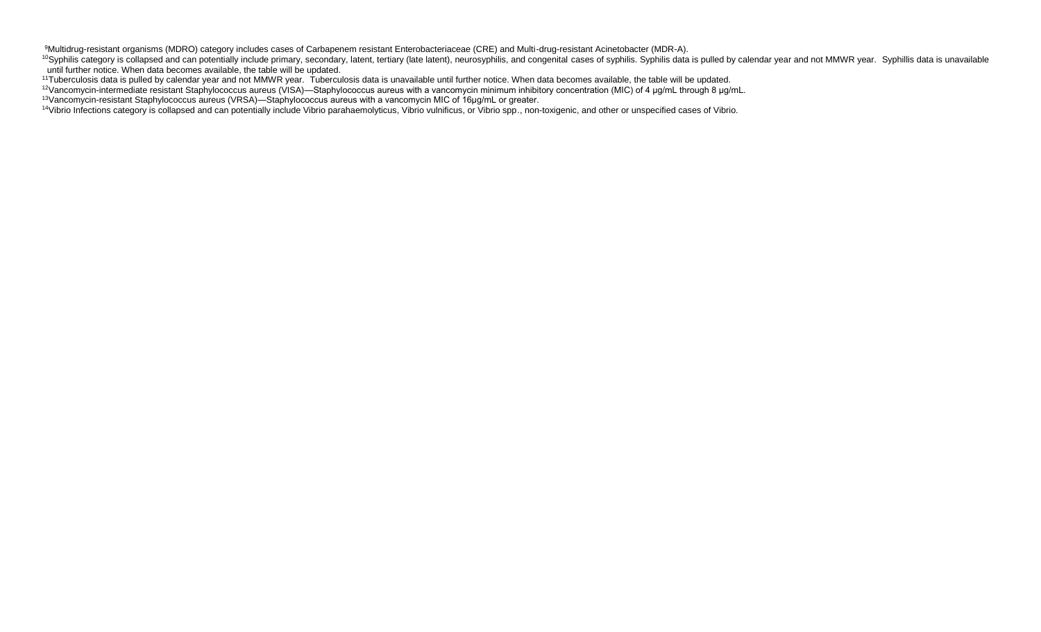[9]Multidrug-resistant organisms (MDRO) category includes cases of Carbapenem resistant Enterobacteriaceae (CRE) and Multi-drug-resistant Acinetobacter (MDR-A).

[10]Syphilis category is collapsed and can potentially include primary, secondary, latent, tertiary (late latent), neurosyphilis, and congenital cases of syphilis. Syphilis data is pulled by calendar year and not MMWR year. Syphillis data is unavailable until further notice. When data becomes available, the table will be updated.

[11]Tuberculosis data is pulled by calendar year and not MMWR year. Tuberculosis data is unavailable until further notice. When data becomes available, the table will be updated.

[12]Vancomycin-intermediate resistant Staphylococcus aureus (VISA)—Staphylococcus aureus with a vancomycin minimum inhibitory concentration (MIC) of 4 μg/mL through 8 μg/mL.

[13]Vancomycin-resistant Staphylococcus aureus (VRSA)—Staphylococcus aureus with a vancomycin MIC of 16μg/mL or greater.

[14]Vibrio Infections category is collapsed and can potentially include Vibrio parahaemolyticus, Vibrio vulnificus, or Vibrio spp., non-toxigenic, and other or unspecified cases of Vibrio.